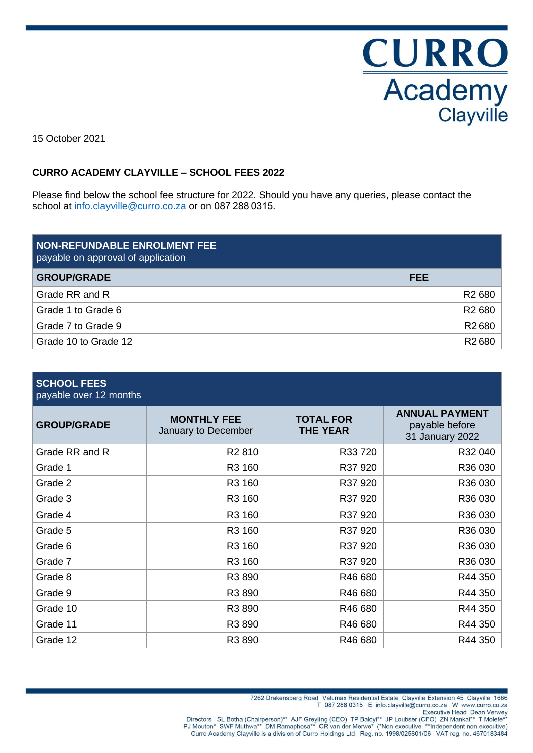CURRO
Academy
Clayville

15 October 2021

**CURRO ACADEMY CLAYVILLE – SCHOOL FEES 2022**

Please find below the school fee structure for 2022. Should you have any queries, please contact the school at info.clayville@curro.co.za or on 087 288 0315.

**NON-REFUNDABLE ENROLMENT FEE**
payable on approval of application

| GROUP/GRADE | FEE |
|---|---|
| Grade RR and R | R2 680 |
| Grade 1 to Grade 6 | R2 680 |
| Grade 7 to Grade 9 | R2 680 |
| Grade 10 to Grade 12 | R2 680 |

**SCHOOL FEES**
payable over 12 months

| GROUP/GRADE | MONTHLY FEE January to December | TOTAL FOR THE YEAR | ANNUAL PAYMENT payable before 31 January 2022 |
|---|---|---|---|
| Grade RR and R | R2 810 | R33 720 | R32 040 |
| Grade 1 | R3 160 | R37 920 | R36 030 |
| Grade 2 | R3 160 | R37 920 | R36 030 |
| Grade 3 | R3 160 | R37 920 | R36 030 |
| Grade 4 | R3 160 | R37 920 | R36 030 |
| Grade 5 | R3 160 | R37 920 | R36 030 |
| Grade 6 | R3 160 | R37 920 | R36 030 |
| Grade 7 | R3 160 | R37 920 | R36 030 |
| Grade 8 | R3 890 | R46 680 | R44 350 |
| Grade 9 | R3 890 | R46 680 | R44 350 |
| Grade 10 | R3 890 | R46 680 | R44 350 |
| Grade 11 | R3 890 | R46 680 | R44 350 |
| Grade 12 | R3 890 | R46 680 | R44 350 |

7262 Drakensberg Road Valumax Residential Estate Clayville Extension 45 Clayville 1666
T 087 288 0315 E info.clayville@curro.co.za W www.curro.co.za
Executive Head Dean Verwey
Directors SL Botha (Chairperson)** AJF Greyling (CEO) TP Baloyi** JP Loubser (CFO) ZN Mankai** T Molefe**
PJ Mouton* SWF Muthwa** DM Ramaphosa** CR van der Merwe* (*Non-executive **Independent non-executive)
Curro Academy Clayville is a division of Curro Holdings Ltd Reg. no. 1998/025801/06 VAT reg. no. 4670183484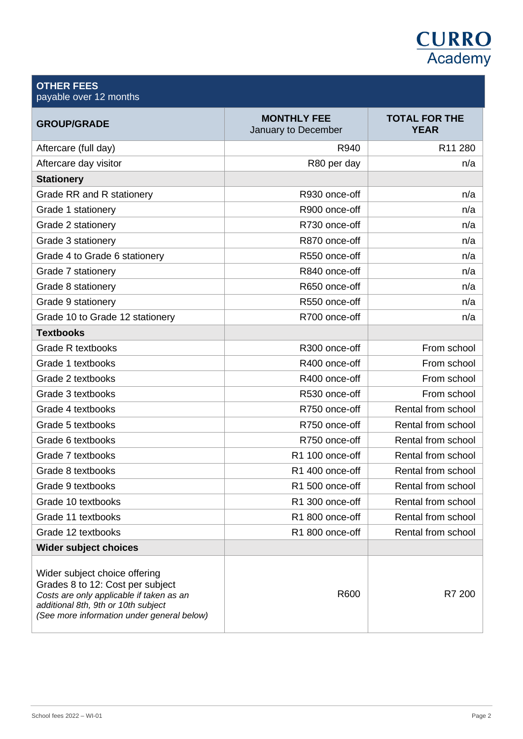## OTHER FEES
payable over 12 months

| GROUP/GRADE | MONTHLY FEE January to December | TOTAL FOR THE YEAR |
|---|---|---|
| Aftercare (full day) | R940 | R11 280 |
| Aftercare day visitor | R80 per day | n/a |
| **Stationery** | | |
| Grade RR and R stationery | R930 once-off | n/a |
| Grade 1 stationery | R900 once-off | n/a |
| Grade 2 stationery | R730 once-off | n/a |
| Grade 3 stationery | R870 once-off | n/a |
| Grade 4 to Grade 6 stationery | R550 once-off | n/a |
| Grade 7 stationery | R840 once-off | n/a |
| Grade 8 stationery | R650 once-off | n/a |
| Grade 9 stationery | R550 once-off | n/a |
| Grade 10 to Grade 12 stationery | R700 once-off | n/a |
| **Textbooks** | | |
| Grade R textbooks | R300 once-off | From school |
| Grade 1 textbooks | R400 once-off | From school |
| Grade 2 textbooks | R400 once-off | From school |
| Grade 3 textbooks | R530 once-off | From school |
| Grade 4 textbooks | R750 once-off | Rental from school |
| Grade 5 textbooks | R750 once-off | Rental from school |
| Grade 6 textbooks | R750 once-off | Rental from school |
| Grade 7 textbooks | R1 100 once-off | Rental from school |
| Grade 8 textbooks | R1 400 once-off | Rental from school |
| Grade 9 textbooks | R1 500 once-off | Rental from school |
| Grade 10 textbooks | R1 300 once-off | Rental from school |
| Grade 11 textbooks | R1 800 once-off | Rental from school |
| Grade 12 textbooks | R1 800 once-off | Rental from school |
| **Wider subject choices** | | |
| Wider subject choice offering Grades 8 to 12: Cost per subject *Costs are only applicable if taken as an additional 8th, 9th or 10th subject (See more information under general below)* | R600 | R7 200 |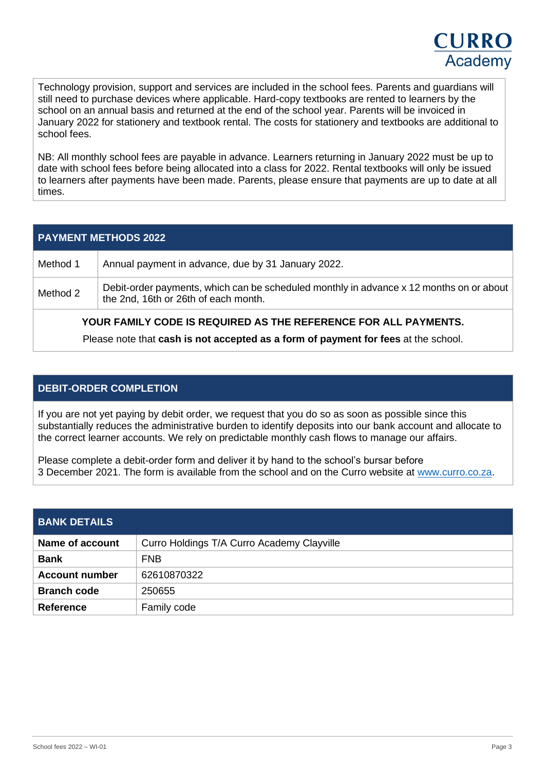Technology provision, support and services are included in the school fees. Parents and guardians will still need to purchase devices where applicable. Hard-copy textbooks are rented to learners by the school on an annual basis and returned at the end of the school year. Parents will be invoiced in January 2022 for stationery and textbook rental. The costs for stationery and textbooks are additional to school fees.

NB: All monthly school fees are payable in advance. Learners returning in January 2022 must be up to date with school fees before being allocated into a class for 2022. Rental textbooks will only be issued to learners after payments have been made. Parents, please ensure that payments are up to date at all times.

## PAYMENT METHODS 2022

| | |
|---|---|
| Method 1 | Annual payment in advance, due by 31 January 2022. |
| Method 2 | Debit-order payments, which can be scheduled monthly in advance x 12 months on or about the 2nd, 16th or 26th of each month. |

**YOUR FAMILY CODE IS REQUIRED AS THE REFERENCE FOR ALL PAYMENTS.**

Please note that **cash is not accepted as a form of payment for fees** at the school.

## DEBIT-ORDER COMPLETION

If you are not yet paying by debit order, we request that you do so as soon as possible since this substantially reduces the administrative burden to identify deposits into our bank account and allocate to the correct learner accounts. We rely on predictable monthly cash flows to manage our affairs.

Please complete a debit-order form and deliver it by hand to the school's bursar before 3 December 2021. The form is available from the school and on the Curro website at www.curro.co.za.

## BANK DETAILS

| | |
|---|---|
| **Name of account** | Curro Holdings T/A Curro Academy Clayville |
| **Bank** | FNB |
| **Account number** | 62610870322 |
| **Branch code** | 250655 |
| **Reference** | Family code |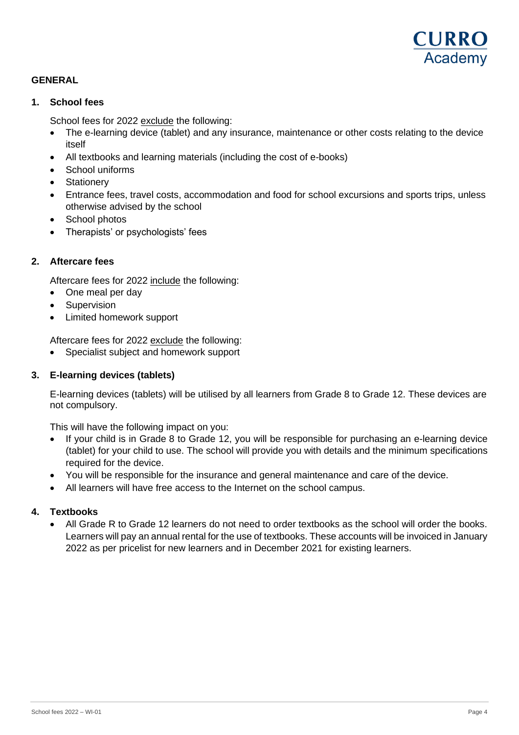## GENERAL

### 1. School fees

School fees for 2022 <u>exclude</u> the following:

- The e-learning device (tablet) and any insurance, maintenance or other costs relating to the device itself
- All textbooks and learning materials (including the cost of e-books)
- School uniforms
- Stationery
- Entrance fees, travel costs, accommodation and food for school excursions and sports trips, unless otherwise advised by the school
- School photos
- Therapists' or psychologists' fees

### 2. Aftercare fees

Aftercare fees for 2022 <u>include</u> the following:

- One meal per day
- Supervision
- Limited homework support

Aftercare fees for 2022 <u>exclude</u> the following:

- Specialist subject and homework support

### 3. E-learning devices (tablets)

E-learning devices (tablets) will be utilised by all learners from Grade 8 to Grade 12. These devices are not compulsory.

This will have the following impact on you:

- If your child is in Grade 8 to Grade 12, you will be responsible for purchasing an e-learning device (tablet) for your child to use. The school will provide you with details and the minimum specifications required for the device.
- You will be responsible for the insurance and general maintenance and care of the device.
- All learners will have free access to the Internet on the school campus.

### 4. Textbooks

- All Grade R to Grade 12 learners do not need to order textbooks as the school will order the books. Learners will pay an annual rental for the use of textbooks. These accounts will be invoiced in January 2022 as per pricelist for new learners and in December 2021 for existing learners.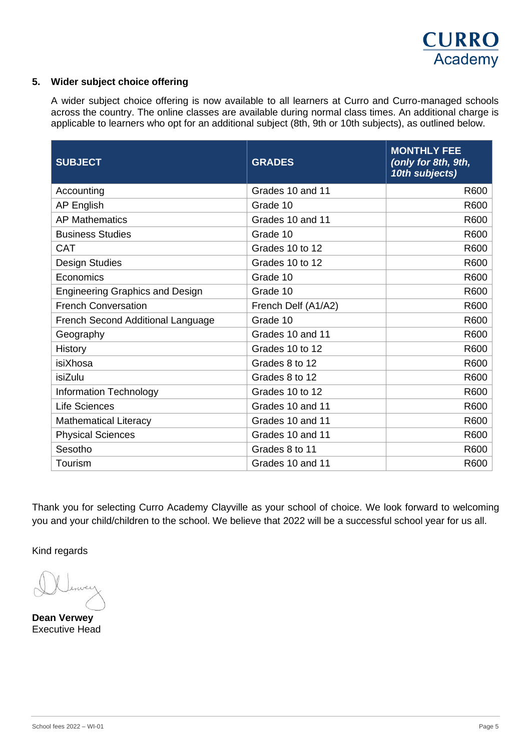## 5. Wider subject choice offering

A wider subject choice offering is now available to all learners at Curro and Curro-managed schools across the country. The online classes are available during normal class times. An additional charge is applicable to learners who opt for an additional subject (8th, 9th or 10th subjects), as outlined below.

| SUBJECT | GRADES | MONTHLY FEE *(only for 8th, 9th, 10th subjects)* |
|---|---|---|
| Accounting | Grades 10 and 11 | R600 |
| AP English | Grade 10 | R600 |
| AP Mathematics | Grades 10 and 11 | R600 |
| Business Studies | Grade 10 | R600 |
| CAT | Grades 10 to 12 | R600 |
| Design Studies | Grades 10 to 12 | R600 |
| Economics | Grade 10 | R600 |
| Engineering Graphics and Design | Grade 10 | R600 |
| French Conversation | French Delf (A1/A2) | R600 |
| French Second Additional Language | Grade 10 | R600 |
| Geography | Grades 10 and 11 | R600 |
| History | Grades 10 to 12 | R600 |
| isiXhosa | Grades 8 to 12 | R600 |
| isiZulu | Grades 8 to 12 | R600 |
| Information Technology | Grades 10 to 12 | R600 |
| Life Sciences | Grades 10 and 11 | R600 |
| Mathematical Literacy | Grades 10 and 11 | R600 |
| Physical Sciences | Grades 10 and 11 | R600 |
| Sesotho | Grades 8 to 11 | R600 |
| Tourism | Grades 10 and 11 | R600 |

Thank you for selecting Curro Academy Clayville as your school of choice. We look forward to welcoming you and your child/children to the school. We believe that 2022 will be a successful school year for us all.

Kind regards

**Dean Verwey**
Executive Head